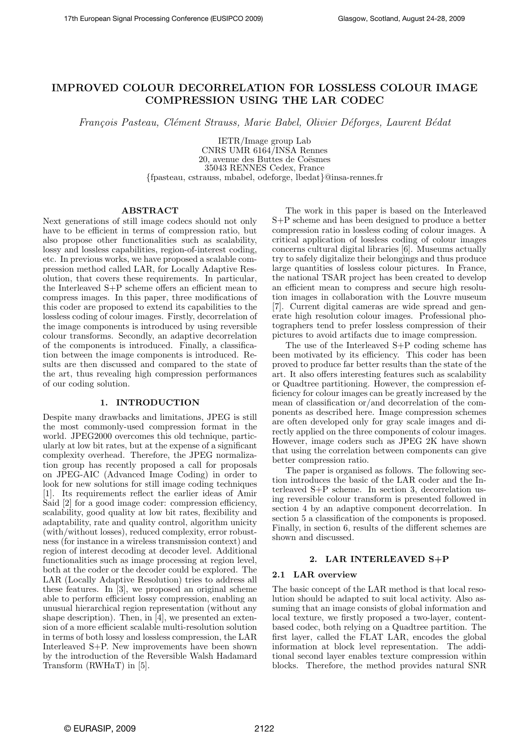# IMPROVED COLOUR DECORRELATION FOR LOSSLESS COLOUR IMAGE COMPRESSION USING THE LAR CODEC

*François Pasteau, Clément Strauss, Marie Babel, Olivier Déforges, Laurent Bédat*

IETR/Image group Lab
CNRS UMR 6164/INSA Rennes
20, avenue des Buttes de Coësmes
35043 RENNES Cedex, France
{fpasteau, cstrauss, mbabel, odeforge, lbedat}@insa-rennes.fr

## ABSTRACT

Next generations of still image codecs should not only have to be efficient in terms of compression ratio, but also propose other functionalities such as scalability, lossy and lossless capabilities, region-of-interest coding, etc. In previous works, we have proposed a scalable compression method called LAR, for Locally Adaptive Resolution, that covers these requirements. In particular, the Interleaved S+P scheme offers an efficient mean to compress images. In this paper, three modifications of this coder are proposed to extend its capabilities to the lossless coding of colour images. Firstly, decorrelation of the image components is introduced by using reversible colour transforms. Secondly, an adaptive decorrelation of the components is introduced. Finally, a classification between the image components is introduced. Results are then discussed and compared to the state of the art, thus revealing high compression performances of our coding solution.

## 1. INTRODUCTION

Despite many drawbacks and limitations, JPEG is still the most commonly-used compression format in the world. JPEG2000 overcomes this old technique, particularly at low bit rates, but at the expense of a significant complexity overhead. Therefore, the JPEG normalization group has recently proposed a call for proposals on JPEG-AIC (Advanced Image Coding) in order to look for new solutions for still image coding techniques [1]. Its requirements reflect the earlier ideas of Amir Said [2] for a good image coder: compression efficiency, scalability, good quality at low bit rates, flexibility and adaptability, rate and quality control, algorithm unicity (with/without losses), reduced complexity, error robustness (for instance in a wireless transmission context) and region of interest decoding at decoder level. Additional functionalities such as image processing at region level, both at the coder or the decoder could be explored. The LAR (Locally Adaptive Resolution) tries to address all these features. In [3], we proposed an original scheme able to perform efficient lossy compression, enabling an unusual hierarchical region representation (without any shape description). Then, in [4], we presented an extension of a more efficient scalable multi-resolution solution in terms of both lossy and lossless compression, the LAR Interleaved S+P. New improvements have been shown by the introduction of the Reversible Walsh Hadamard Transform (RWHaT) in [5].

The work in this paper is based on the Interleaved S+P scheme and has been designed to produce a better compression ratio in lossless coding of colour images. A critical application of lossless coding of colour images concerns cultural digital libraries [6]. Museums actually try to safely digitalize their belongings and thus produce large quantities of lossless colour pictures. In France, the national TSAR project has been created to develop an efficient mean to compress and secure high resolution images in collaboration with the Louvre museum [7]. Current digital cameras are wide spread and generate high resolution colour images. Professional photographers tend to prefer lossless compression of their pictures to avoid artifacts due to image compression.

The use of the Interleaved S+P coding scheme has been motivated by its efficiency. This coder has been proved to produce far better results than the state of the art. It also offers interesting features such as scalability or Quadtree partitioning. However, the compression efficiency for colour images can be greatly increased by the mean of classification or/and decorrelation of the components as described here. Image compression schemes are often developed only for gray scale images and directly applied on the three components of colour images. However, image coders such as JPEG 2K have shown that using the correlation between components can give better compression ratio.

The paper is organised as follows. The following section introduces the basic of the LAR coder and the Interleaved S+P scheme. In section 3, decorrelation using reversible colour transform is presented followed in section 4 by an adaptive component decorrelation. In section 5 a classification of the components is proposed. Finally, in section 6, results of the different schemes are shown and discussed.

## 2. LAR INTERLEAVED S+P

### 2.1 LAR overview

The basic concept of the LAR method is that local resolution should be adapted to suit local activity. Also assuming that an image consists of global information and local texture, we firstly proposed a two-layer, content-based codec, both relying on a Quadtree partition. The first layer, called the FLAT LAR, encodes the global information at block level representation. The additional second layer enables texture compression within blocks. Therefore, the method provides natural SNR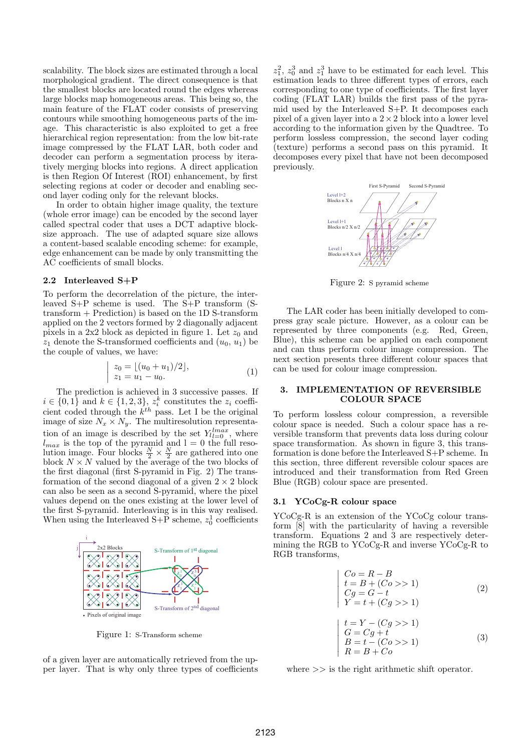scalability. The block sizes are estimated through a local morphological gradient. The direct consequence is that the smallest blocks are located round the edges whereas large blocks map homogeneous areas. This being so, the main feature of the FLAT coder consists of preserving contours while smoothing homogeneous parts of the image. This characteristic is also exploited to get a free hierarchical region representation: from the low bit-rate image compressed by the FLAT LAR, both coder and decoder can perform a segmentation process by iteratively merging blocks into regions. A direct application is then Region Of Interest (ROI) enhancement, by first selecting regions at coder or decoder and enabling second layer coding only for the relevant blocks.

In order to obtain higher image quality, the texture (whole error image) can be encoded by the second layer called spectral coder that uses a DCT adaptive block-size approach. The use of adapted square size allows a content-based scalable encoding scheme: for example, edge enhancement can be made by only transmitting the AC coefficients of small blocks.

### 2.2 Interleaved S+P

To perform the decorrelation of the picture, the interleaved S+P scheme is used. The S+P transform (S-transform + Prediction) is based on the 1D S-transform applied on the 2 vectors formed by 2 diagonally adjacent pixels in a 2x2 block as depicted in figure 1. Let $z_0$ and $z_1$ denote the S-transformed coefficients and $(u_0, u_1)$ be the couple of values, we have:

$$\left| \begin{array}{l} z_0 = \lfloor (u_0 + u_1)/2 \rfloor, \\ z_1 = u_1 - u_0. \end{array} \right. \quad (1)$$

The prediction is achieved in 3 successive passes. If $i \in \{0, 1\}$ and $k \in \{1, 2, 3\}$, $z_i^k$ constitutes the $z_i$ coefficient coded through the $k^{th}$ pass. Let I be the original image of size $N_x \times N_y$. The multiresolution representation of an image is described by the set $Y_{l=0}^{lmax}$, where $l_{max}$ is the top of the pyramid and l = 0 the full resolution image. Four blocks $\frac{N}{2} \times \frac{N}{2}$ are gathered into one block $N \times N$ valued by the average of the two blocks of the first diagonal (first S-pyramid in Fig. 2) The transformation of the second diagonal of a given $2 \times 2$ block can also be seen as a second S-pyramid, where the pixel values depend on the ones existing at the lower level of the first S-pyramid. Interleaving is in this way realised. When using the Interleaved S+P scheme, $z_0^1$ coefficients of a given layer are automatically retrieved from the upper layer. That is why only three types of coefficients $z_1^2$, $z_0^3$ and $z_1^3$ have to be estimated for each level. This estimation leads to three different types of errors, each corresponding to one type of coefficients. The first layer coding (FLAT LAR) builds the first pass of the pyramid used by the Interleaved S+P. It decomposes each pixel of a given layer into a $2 \times 2$ block into a lower level according to the information given by the Quadtree. To perform lossless compression, the second layer coding (texture) performs a second pass on this pyramid. It decomposes every pixel that have not been decomposed previously.

Figure 1: S-Transform scheme

Figure 2: S pyramid scheme

The LAR coder has been initially developed to compress gray scale picture. However, as a colour can be represented by three components (e.g. Red, Green, Blue), this scheme can be applied on each component and can thus perform colour image compression. The next section presents three different colour spaces that can be used for colour image compression.

## 3. IMPLEMENTATION OF REVERSIBLE COLOUR SPACE

To perform lossless colour compression, a reversible colour space is needed. Such a colour space has a reversible transform that prevents data loss during colour space transformation. As shown in figure 3, this transformation is done before the Interleaved S+P scheme. In this section, three different reversible colour spaces are introduced and their transformation from Red Green Blue (RGB) colour space are presented.

### 3.1 YCoCg-R colour space

YCoCg-R is an extension of the YCoCg colour transform [8] with the particularity of having a reversible transform. Equations 2 and 3 are respectively determining the RGB to YCoCg-R and inverse YCoCg-R to RGB transforms,

$$\left| \begin{array}{l} Co = R - B \\ t = B + (Co >> 1) \\ Cg = G - t \\ Y = t + (Cg >> 1) \end{array} \right. \quad (2)$$

$$\left| \begin{array}{l} t = Y - (Cg >> 1) \\ G = Cg + t \\ B = t - (Co >> 1) \\ R = B + Co \end{array} \right. \quad (3)$$

where $>>$ is the right arithmetic shift operator.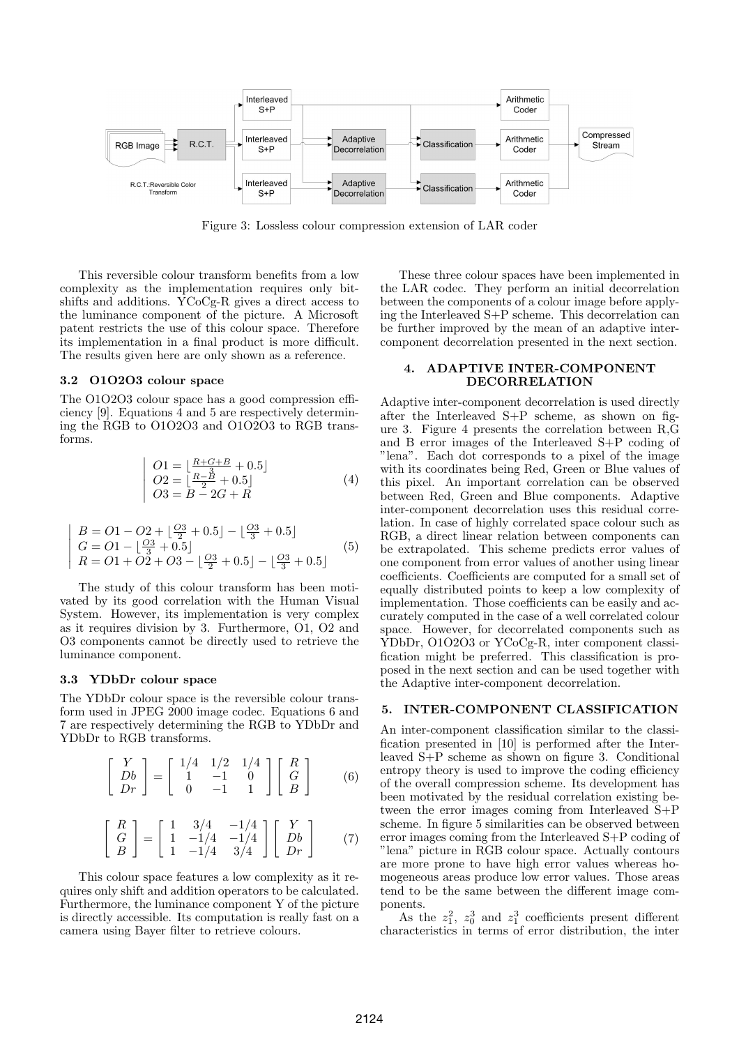Figure 3: Lossless colour compression extension of LAR coder

This reversible colour transform benefits from a low complexity as the implementation requires only bit-shifts and additions. YCoCg-R gives a direct access to the luminance component of the picture. A Microsoft patent restricts the use of this colour space. Therefore its implementation in a final product is more difficult. The results given here are only shown as a reference.

### 3.2 O1O2O3 colour space

The O1O2O3 colour space has a good compression efficiency [9]. Equations 4 and 5 are respectively determining the RGB to O1O2O3 and O1O2O3 to RGB transforms.

$$\left| \begin{array}{l} O1 = \lfloor \frac{R+G+B}{3} + 0.5 \rfloor \\ O2 = \lfloor \frac{R-B}{2} + 0.5 \rfloor \\ O3 = B - 2G + R \end{array} \right. \tag{4}$$

$$\left| \begin{array}{l} B = O1 - O2 + \lfloor \frac{O3}{2} + 0.5 \rfloor - \lfloor \frac{O3}{3} + 0.5 \rfloor \\ G = O1 - \lfloor \frac{O3}{3} + 0.5 \rfloor \\ R = O1 + O2 + O3 - \lfloor \frac{O3}{2} + 0.5 \rfloor - \lfloor \frac{O3}{3} + 0.5 \rfloor \end{array} \right. \tag{5}$$

The study of this colour transform has been motivated by its good correlation with the Human Visual System. However, its implementation is very complex as it requires division by 3. Furthermore, O1, O2 and O3 components cannot be directly used to retrieve the luminance component.

### 3.3 YDbDr colour space

The YDbDr colour space is the reversible colour transform used in JPEG 2000 image codec. Equations 6 and 7 are respectively determining the RGB to YDbDr and YDbDr to RGB transforms.

$$\begin{bmatrix} Y \\ Db \\ Dr \end{bmatrix} = \begin{bmatrix} 1/4 & 1/2 & 1/4 \\ 1 & -1 & 0 \\ 0 & -1 & 1 \end{bmatrix} \begin{bmatrix} R \\ G \\ B \end{bmatrix} \tag{6}$$

$$\begin{bmatrix} R \\ G \\ B \end{bmatrix} = \begin{bmatrix} 1 & 3/4 & -1/4 \\ 1 & -1/4 & -1/4 \\ 1 & -1/4 & 3/4 \end{bmatrix} \begin{bmatrix} Y \\ Db \\ Dr \end{bmatrix} \tag{7}$$

This colour space features a low complexity as it requires only shift and addition operators to be calculated. Furthermore, the luminance component Y of the picture is directly accessible. Its computation is really fast on a camera using Bayer filter to retrieve colours.

These three colour spaces have been implemented in the LAR codec. They perform an initial decorrelation between the components of a colour image before applying the Interleaved S+P scheme. This decorrelation can be further improved by the mean of an adaptive inter-component decorrelation presented in the next section.

## 4. ADAPTIVE INTER-COMPONENT DECORRELATION

Adaptive inter-component decorrelation is used directly after the Interleaved S+P scheme, as shown on figure 3. Figure 4 presents the correlation between R,G and B error images of the Interleaved S+P coding of "lena". Each dot corresponds to a pixel of the image with its coordinates being Red, Green or Blue values of this pixel. An important correlation can be observed between Red, Green and Blue components. Adaptive inter-component decorrelation uses this residual correlation. In case of highly correlated space colour such as RGB, a direct linear relation between components can be extrapolated. This scheme predicts error values of one component from error values of another using linear coefficients. Coefficients are computed for a small set of equally distributed points to keep a low complexity of implementation. Those coefficients can be easily and accurately computed in the case of a well correlated colour space. However, for decorrelated components such as YDbDr, O1O2O3 or YCoCg-R, inter component classification might be preferred. This classification is proposed in the next section and can be used together with the Adaptive inter-component decorrelation.

## 5. INTER-COMPONENT CLASSIFICATION

An inter-component classification similar to the classification presented in [10] is performed after the Interleaved S+P scheme as shown on figure 3. Conditional entropy theory is used to improve the coding efficiency of the overall compression scheme. Its development has been motivated by the residual correlation existing between the error images coming from Interleaved S+P scheme. In figure 5 similarities can be observed between error images coming from the Interleaved S+P coding of "lena" picture in RGB colour space. Actually contours are more prone to have high error values whereas homogeneous areas produce low error values. Those areas tend to be the same between the different image components.

As the $z_1^2$, $z_0^3$ and $z_1^3$ coefficients present different characteristics in terms of error distribution, the inter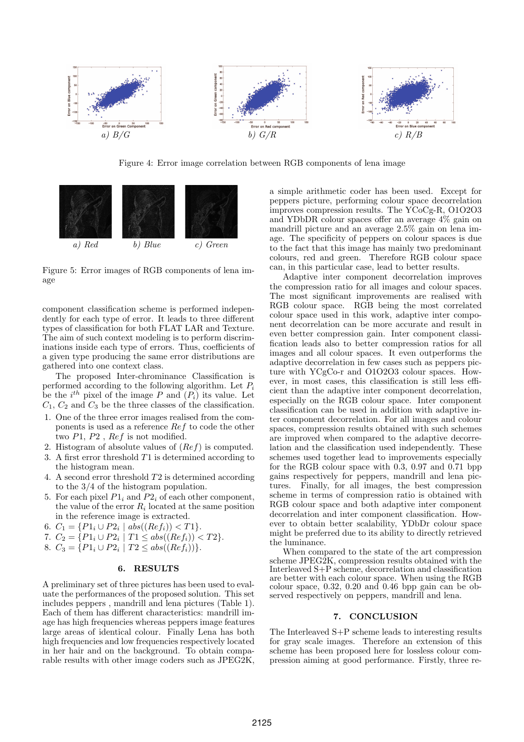a) B/G    b) G/R    c) R/B

Figure 4: Error image correlation between RGB components of lena image

a) Red    b) Blue    c) Green

Figure 5: Error images of RGB components of lena image

component classification scheme is performed independently for each type of error. It leads to three different types of classification for both FLAT LAR and Texture. The aim of such context modeling is to perform discriminations inside each type of errors. Thus, coefficients of a given type producing the same error distributions are gathered into one context class.

The proposed Inter-chrominance Classification is performed according to the following algorithm. Let $P_i$ be the $i^{th}$ pixel of the image $P$ and $(P_i)$ its value. Let $C_1$, $C_2$ and $C_3$ be the three classes of the classification.

1. One of the three error images realised from the components is used as a reference $Ref$ to code the other two $P1$, $P2$ , $Ref$ is not modified.
2. Histogram of absolute values of $(Ref)$ is computed.
3. A first error threshold $T1$ is determined according to the histogram mean.
4. A second error threshold $T2$ is determined according to the 3/4 of the histogram population.
5. For each pixel $P1_i$ and $P2_i$ of each other component, the value of the error $R_i$ located at the same position in the reference image is extracted.
6. $C_1 = \{P1_i \cup P2_i \mid abs((Ref_i)) < T1\}$.
7. $C_2 = \{P1_i \cup P2_i \mid T1 \leq abs((Ref_i)) < T2\}$.
8. $C_3 = \{P1_i \cup P2_i \mid T2 \leq abs((Ref_i))\}$.

## 6. RESULTS

A preliminary set of three pictures has been used to evaluate the performances of the proposed solution. This set includes peppers , mandrill and lena pictures (Table 1). Each of them has different characteristics: mandrill image has high frequencies whereas peppers image features large areas of identical colour. Finally Lena has both high frequencies and low frequencies respectively located in her hair and on the background. To obtain comparable results with other image coders such as JPEG2K, a simple arithmetic coder has been used. Except for peppers picture, performing colour space decorrelation improves compression results. The YCoCg-R, O1O2O3 and YDbDR colour spaces offer an average 4% gain on mandrill picture and an average 2.5% gain on lena image. The specificity of peppers on colour spaces is due to the fact that this image has mainly two predominant colours, red and green. Therefore RGB colour space can, in this particular case, lead to better results.

Adaptive inter component decorrelation improves the compression ratio for all images and colour spaces. The most significant improvements are realised with RGB colour space. RGB being the most correlated colour space used in this work, adaptive inter component decorrelation can be more accurate and result in even better compression gain. Inter component classification leads also to better compression ratios for all images and all colour spaces. It even outperforms the adaptive decorrelation in few cases such as peppers picture with YCgCo-r and O1O2O3 colour spaces. However, in most cases, this classification is still less efficient than the adaptive inter component decorrelation, especially on the RGB colour space. Inter component classification can be used in addition with adaptive inter component decorrelation. For all images and colour spaces, compression results obtained with such schemes are improved when compared to the adaptive decorrelation and the classification used independently. These schemes used together lead to improvements especially for the RGB colour space with 0.3, 0.97 and 0.71 bpp gains respectively for peppers, mandrill and lena pictures. Finally, for all images, the best compression scheme in terms of compression ratio is obtained with RGB colour space and both adaptive inter component decorrelation and inter component classification. However to obtain better scalability, YDbDr colour space might be preferred due to its ability to directly retrieved the luminance.

When compared to the state of the art compression scheme JPEG2K, compression results obtained with the Interleaved S+P scheme, decorrelation and classification are better with each colour space. When using the RGB colour space, 0.32, 0.20 and 0.46 bpp gain can be observed respectively on peppers, mandrill and lena.

## 7. CONCLUSION

The Interleaved S+P scheme leads to interesting results for gray scale images. Therefore an extension of this scheme has been proposed here for lossless colour compression aiming at good performance. Firstly, three re-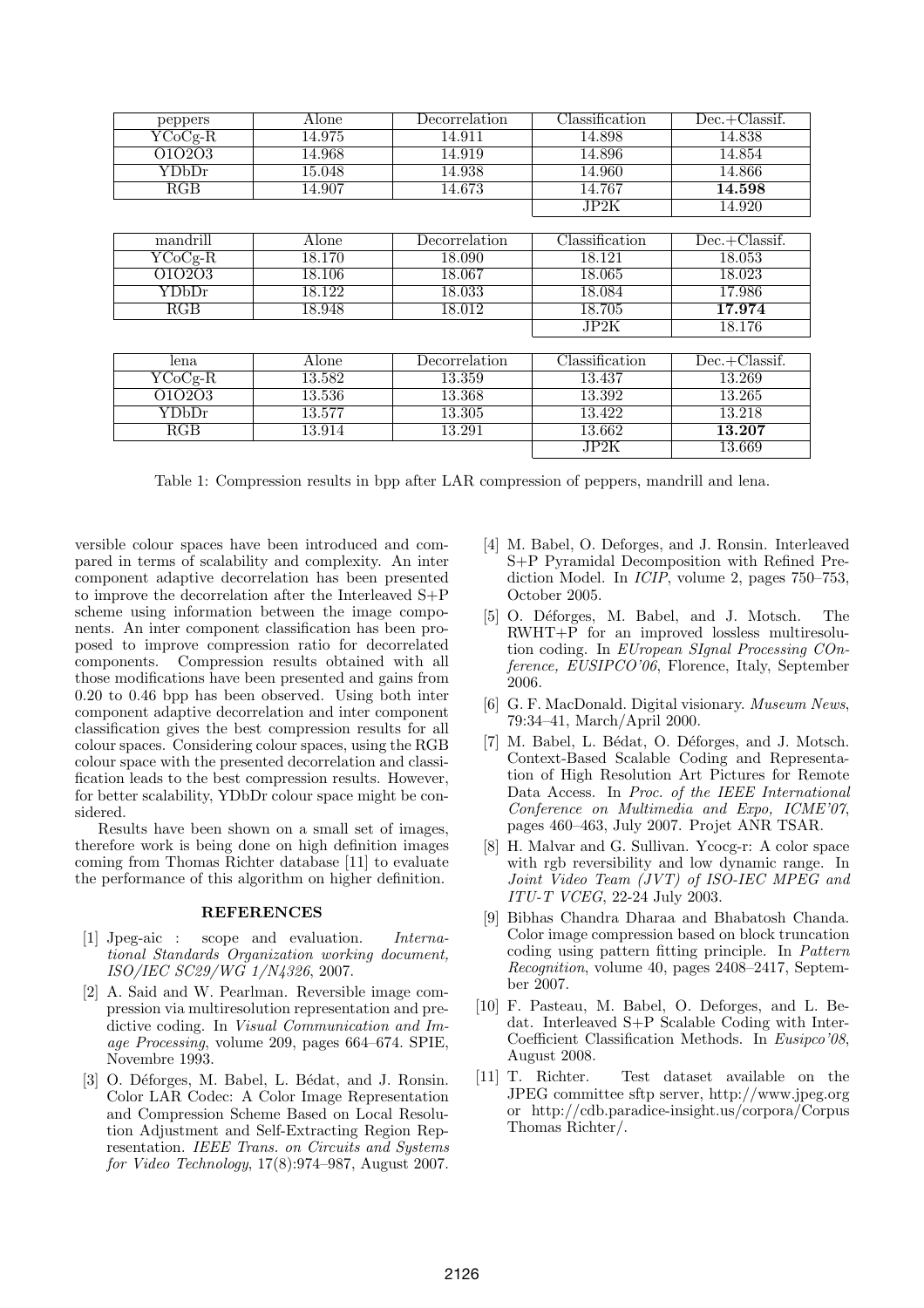| peppers | Alone | Decorrelation | Classification | Dec.+Classif. |
|---|---|---|---|---|
| YCoCg-R | 14.975 | 14.911 | 14.898 | 14.838 |
| O1O2O3 | 14.968 | 14.919 | 14.896 | 14.854 |
| YDbDr | 15.048 | 14.938 | 14.960 | 14.866 |
| RGB | 14.907 | 14.673 | 14.767 | **14.598** |
| | | | JP2K | 14.920 |

| mandrill | Alone | Decorrelation | Classification | Dec.+Classif. |
|---|---|---|---|---|
| YCoCg-R | 18.170 | 18.090 | 18.121 | 18.053 |
| O1O2O3 | 18.106 | 18.067 | 18.065 | 18.023 |
| YDbDr | 18.122 | 18.033 | 18.084 | 17.986 |
| RGB | 18.948 | 18.012 | 18.705 | **17.974** |
| | | | JP2K | 18.176 |

| lena | Alone | Decorrelation | Classification | Dec.+Classif. |
|---|---|---|---|---|
| YCoCg-R | 13.582 | 13.359 | 13.437 | 13.269 |
| O1O2O3 | 13.536 | 13.368 | 13.392 | 13.265 |
| YDbDr | 13.577 | 13.305 | 13.422 | 13.218 |
| RGB | 13.914 | 13.291 | 13.662 | **13.207** |
| | | | JP2K | 13.669 |

Table 1: Compression results in bpp after LAR compression of peppers, mandrill and lena.

versible colour spaces have been introduced and compared in terms of scalability and complexity. An inter component adaptive decorrelation has been presented to improve the decorrelation after the Interleaved S+P scheme using information between the image components. An inter component classification has been proposed to improve compression ratio for decorrelated components. Compression results obtained with all those modifications have been presented and gains from 0.20 to 0.46 bpp has been observed. Using both inter component adaptive decorrelation and inter component classification gives the best compression results for all colour spaces. Considering colour spaces, using the RGB colour space with the presented decorrelation and classification leads to the best compression results. However, for better scalability, YDbDr colour space might be considered.

Results have been shown on a small set of images, therefore work is being done on high definition images coming from Thomas Richter database [11] to evaluate the performance of this algorithm on higher definition.

## REFERENCES

[1] Jpeg-aic : scope and evaluation. *International Standards Organization working document, ISO/IEC SC29/WG 1/N4326*, 2007.

[2] A. Said and W. Pearlman. Reversible image compression via multiresolution representation and predictive coding. In *Visual Communication and Image Processing*, volume 209, pages 664–674. SPIE, Novembre 1993.

[3] O. Déforges, M. Babel, L. Bédat, and J. Ronsin. Color LAR Codec: A Color Image Representation and Compression Scheme Based on Local Resolution Adjustment and Self-Extracting Region Representation. *IEEE Trans. on Circuits and Systems for Video Technology*, 17(8):974–987, August 2007.

[4] M. Babel, O. Deforges, and J. Ronsin. Interleaved S+P Pyramidal Decomposition with Refined Prediction Model. In *ICIP*, volume 2, pages 750–753, October 2005.

[5] O. Déforges, M. Babel, and J. Motsch. The RWHT+P for an improved lossless multiresolution coding. In *EUropean SIgnal Processing COnference, EUSIPCO'06*, Florence, Italy, September 2006.

[6] G. F. MacDonald. Digital visionary. *Museum News*, 79:34–41, March/April 2000.

[7] M. Babel, L. Bédat, O. Déforges, and J. Motsch. Context-Based Scalable Coding and Representation of High Resolution Art Pictures for Remote Data Access. In *Proc. of the IEEE International Conference on Multimedia and Expo, ICME'07*, pages 460–463, July 2007. Projet ANR TSAR.

[8] H. Malvar and G. Sullivan. Ycocg-r: A color space with rgb reversibility and low dynamic range. In *Joint Video Team (JVT) of ISO-IEC MPEG and ITU-T VCEG*, 22-24 July 2003.

[9] Bibhas Chandra Dharaa and Bhabatosh Chanda. Color image compression based on block truncation coding using pattern fitting principle. In *Pattern Recognition*, volume 40, pages 2408–2417, September 2007.

[10] F. Pasteau, M. Babel, O. Deforges, and L. Bedat. Interleaved S+P Scalable Coding with Inter-Coefficient Classification Methods. In *Eusipco'08*, August 2008.

[11] T. Richter. Test dataset available on the JPEG committee sftp server, http://www.jpeg.org or http://cdb.paradice-insight.us/corpora/Corpus Thomas Richter/.